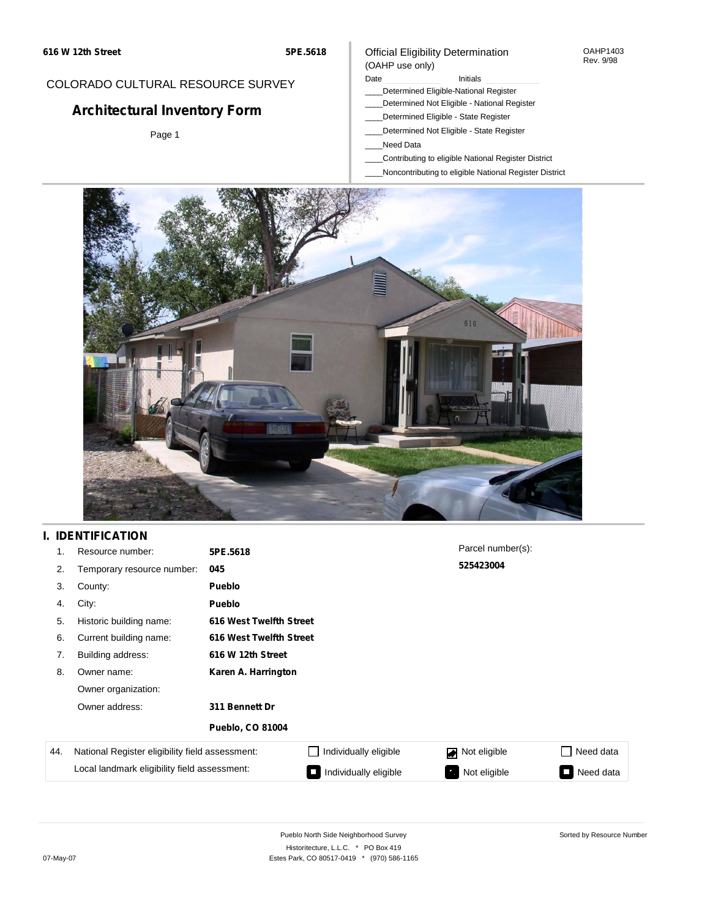COLORADO CULTURAL RESOURCE SURVEY

# Architectural Inventory Form

Official Eligibility Determination
(OAHP use only)

OAHP1403
Rev. 9/98

Date ____________ Initials ____________

____Determined Eligible-National Register
____Determined Not Eligible - National Register
____Determined Eligible - State Register
____Determined Not Eligible - State Register
____Need Data
____Contributing to eligible National Register District
____Noncontributing to eligible National Register District

## I. IDENTIFICATION

| | | |
|---|---|---|
| 1. | Resource number: | **5PE.5618** |
| 2. | Temporary resource number: | **045** |
| 3. | County: | **Pueblo** |
| 4. | City: | **Pueblo** |
| 5. | Historic building name: | **616 West Twelfth Street** |
| 6. | Current building name: | **616 West Twelfth Street** |
| 7. | Building address: | **616 W 12th Street** |
| 8. | Owner name: | **Karen A. Harrington** |
| | Owner organization: | |
| | Owner address: | **311 Bennett Dr** |
| | | **Pueblo, CO 81004** |

Parcel number(s):
**525423004**

| 44. | | | | |
|---|---|---|---|---|
| National Register eligibility field assessment: | ☐ Individually eligible | ☑ Not eligible | ☐ Need data |
| Local landmark eligibility field assessment: | ■ Individually eligible | ■ Not eligible | ■ Need data |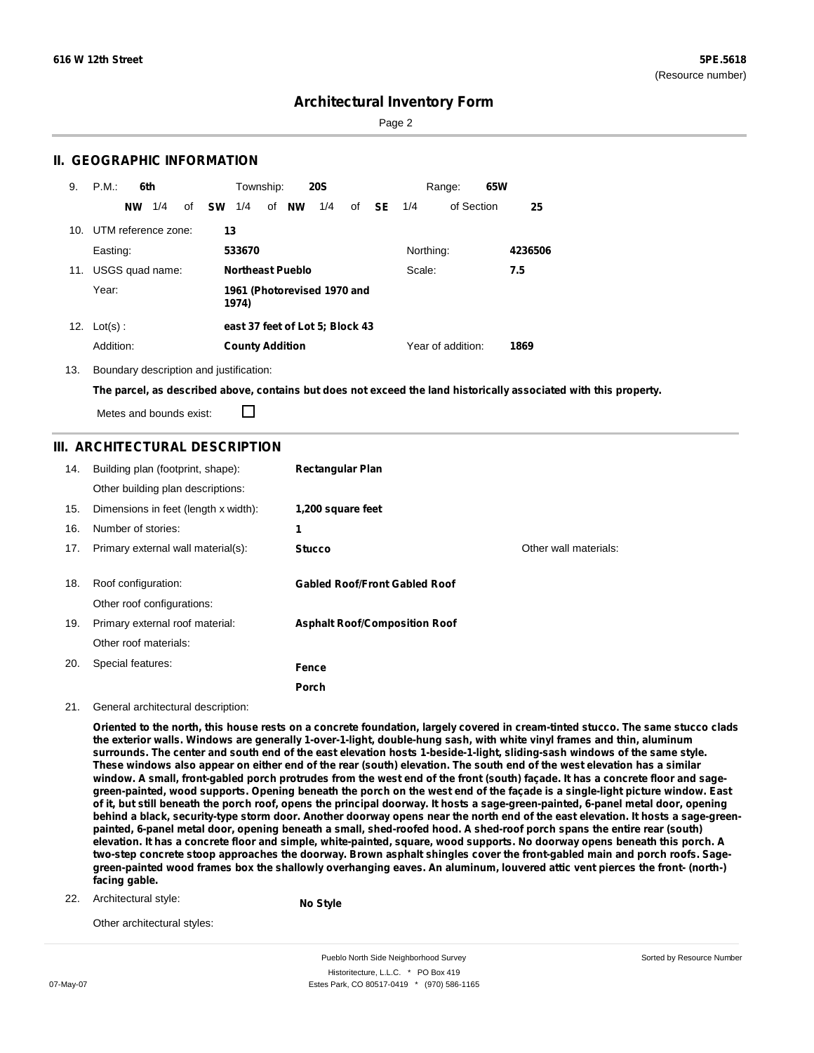616 W 12th Street

5PE.5618
(Resource number)

# Architectural Inventory Form

## II. GEOGRAPHIC INFORMATION

9. P.M.: **6th** Township: **20S** Range: **65W**
 **NW** 1/4 of **SW** 1/4 of **NW** 1/4 of **SE** 1/4 of Section **25**

10. UTM reference zone: **13**
 Easting: **533670** Northing: **4236506**

11. USGS quad name: **Northeast Pueblo** Scale: **7.5**
 Year: **1961 (Photorevised 1970 and 1974)**

12. Lot(s): **east 37 feet of Lot 5; Block 43**
 Addition: **County Addition** Year of addition: **1869**

13. Boundary description and justification:
 **The parcel, as described above, contains but does not exceed the land historically associated with this property.**
 Metes and bounds exist: ☐

## III. ARCHITECTURAL DESCRIPTION

14. Building plan (footprint, shape): **Rectangular Plan**
 Other building plan descriptions:
15. Dimensions in feet (length x width): **1,200 square feet**
16. Number of stories: **1**
17. Primary external wall material(s): **Stucco** Other wall materials:
18. Roof configuration: **Gabled Roof/Front Gabled Roof**
 Other roof configurations:
19. Primary external roof material: **Asphalt Roof/Composition Roof**
 Other roof materials:
20. Special features: **Fence**
 **Porch**
21. General architectural description:
 **Oriented to the north, this house rests on a concrete foundation, largely covered in cream-tinted stucco. The same stucco clads the exterior walls. Windows are generally 1-over-1-light, double-hung sash, with white vinyl frames and thin, aluminum surrounds. The center and south end of the east elevation hosts 1-beside-1-light, sliding-sash windows of the same style. These windows also appear on either end of the rear (south) elevation. The south end of the west elevation has a similar window. A small, front-gabled porch protrudes from the west end of the front (south) façade. It has a concrete floor and sage-green-painted, wood supports. Opening beneath the porch on the west end of the façade is a single-light picture window. East of it, but still beneath the porch roof, opens the principal doorway. It hosts a sage-green-painted, 6-panel metal door, opening behind a black, security-type storm door. Another doorway opens near the north end of the east elevation. It hosts a sage-green-painted, 6-panel metal door, opening beneath a small, shed-roofed hood. A shed-roof porch spans the entire rear (south) elevation. It has a concrete floor and simple, white-painted, square, wood supports. No doorway opens beneath this porch. A two-step concrete stoop approaches the doorway. Brown asphalt shingles cover the front-gabled main and porch roofs. Sage-green-painted wood frames box the shallowly overhanging eaves. An aluminum, louvered attic vent pierces the front- (north-) facing gable.**
22. Architectural style: **No Style**
 Other architectural styles: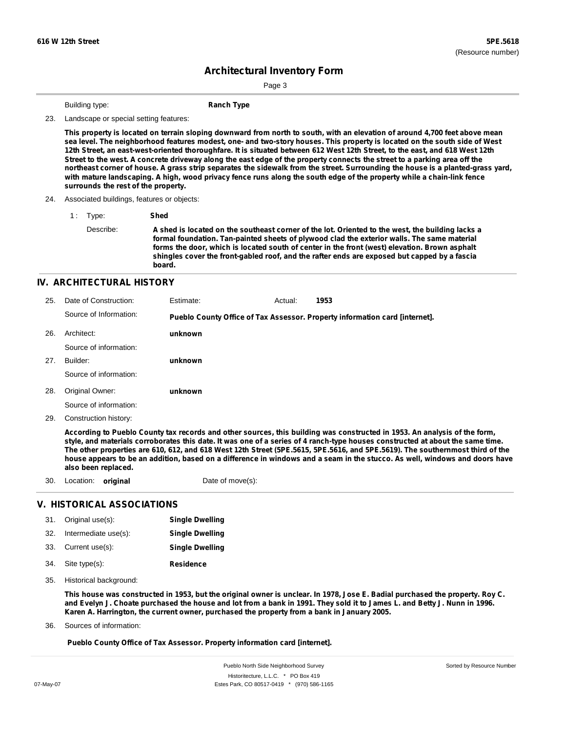Building type: **Ranch Type**

23. Landscape or special setting features:

**This property is located on terrain sloping downward from north to south, with an elevation of around 4,700 feet above mean sea level. The neighborhood features modest, one- and two-story houses. This property is located on the south side of West 12th Street, an east-west-oriented thoroughfare. It is situated between 612 West 12th Street, to the east, and 618 West 12th Street to the west. A concrete driveway along the east edge of the property connects the street to a parking area off the northeast corner of house. A grass strip separates the sidewalk from the street. Surrounding the house is a planted-grass yard, with mature landscaping. A high, wood privacy fence runs along the south edge of the property while a chain-link fence surrounds the rest of the property.**

24. Associated buildings, features or objects:

1 : Type: **Shed**

Describe: **A shed is located on the southeast corner of the lot. Oriented to the west, the building lacks a formal foundation. Tan-painted sheets of plywood clad the exterior walls. The same material forms the door, which is located south of center in the front (west) elevation. Brown asphalt shingles cover the front-gabled roof, and the rafter ends are exposed but capped by a fascia board.**

## IV. ARCHITECTURAL HISTORY

25. Date of Construction: Estimate: Actual: **1953**

Source of Information: **Pueblo County Office of Tax Assessor. Property information card [internet].**

26. Architect: **unknown**

Source of information:

27. Builder: **unknown**

Source of information:

28. Original Owner: **unknown**

Source of information:

29. Construction history:

**According to Pueblo County tax records and other sources, this building was constructed in 1953. An analysis of the form, style, and materials corroborates this date. It was one of a series of 4 ranch-type houses constructed at about the same time. The other properties are 610, 612, and 618 West 12th Street (5PE.5615, 5PE.5616, and 5PE.5619). The southernmost third of the house appears to be an addition, based on a difference in windows and a seam in the stucco. As well, windows and doors have also been replaced.**

30. Location: **original** Date of move(s):

## V. HISTORICAL ASSOCIATIONS

31. Original use(s): **Single Dwelling**
32. Intermediate use(s): **Single Dwelling**
33. Current use(s): **Single Dwelling**
34. Site type(s): **Residence**
35. Historical background:

**This house was constructed in 1953, but the original owner is unclear. In 1978, Jose E. Badial purchased the property. Roy C. and Evelyn J. Choate purchased the house and lot from a bank in 1991. They sold it to James L. and Betty J. Nunn in 1996. Karen A. Harrington, the current owner, purchased the property from a bank in January 2005.**

36. Sources of information:

**Pueblo County Office of Tax Assessor. Property information card [internet].**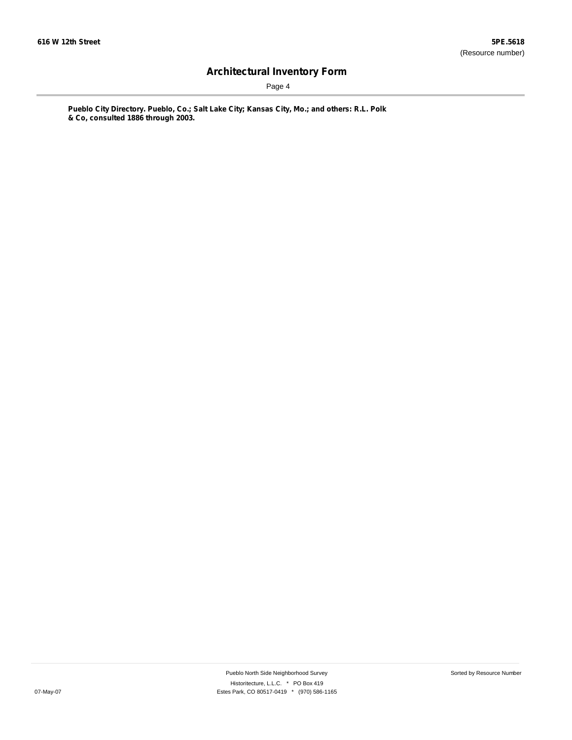**Pueblo City Directory. Pueblo, Co.; Salt Lake City; Kansas City, Mo.; and others: R.L. Polk & Co, consulted 1886 through 2003.**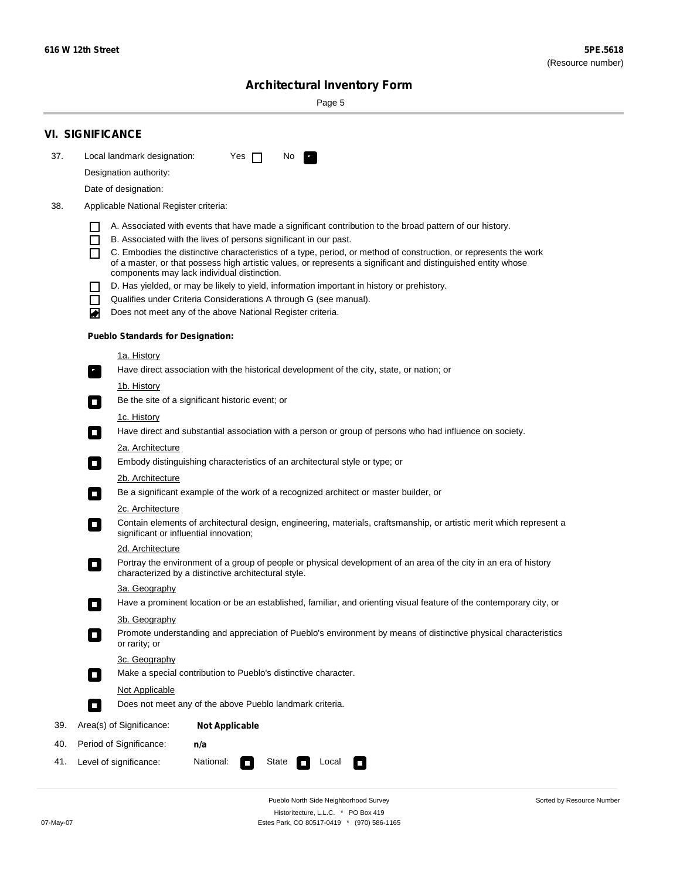## VI. SIGNIFICANCE

37. Local landmark designation: Yes ☐ No ☑

Designation authority:

Date of designation:

38. Applicable National Register criteria:

- ☐ A. Associated with events that have made a significant contribution to the broad pattern of our history.
- ☐ B. Associated with the lives of persons significant in our past.
- ☐ C. Embodies the distinctive characteristics of a type, period, or method of construction, or represents the work of a master, or that possess high artistic values, or represents a significant and distinguished entity whose components may lack individual distinction.
- ☐ D. Has yielded, or may be likely to yield, information important in history or prehistory.
- ☐ Qualifies under Criteria Considerations A through G (see manual).
- ☑ Does not meet any of the above National Register criteria.

**Pueblo Standards for Designation:**

1a. History
- ☑ Have direct association with the historical development of the city, state, or nation; or

1b. History
- ☐ Be the site of a significant historic event; or

1c. History
- ☐ Have direct and substantial association with a person or group of persons who had influence on society.

2a. Architecture
- ☐ Embody distinguishing characteristics of an architectural style or type; or

2b. Architecture
- ☐ Be a significant example of the work of a recognized architect or master builder, or

2c. Architecture
- ☐ Contain elements of architectural design, engineering, materials, craftsmanship, or artistic merit which represent a significant or influential innovation;

2d. Architecture
- ☐ Portray the environment of a group of people or physical development of an area of the city in an era of history characterized by a distinctive architectural style.

3a. Geography
- ☐ Have a prominent location or be an established, familiar, and orienting visual feature of the contemporary city, or

3b. Geography
- ☐ Promote understanding and appreciation of Pueblo's environment by means of distinctive physical characteristics or rarity; or

3c. Geography
- ☐ Make a special contribution to Pueblo's distinctive character.

Not Applicable
- ☐ Does not meet any of the above Pueblo landmark criteria.

39. Area(s) of Significance: **Not Applicable**

40. Period of Significance: **n/a**

41. Level of significance: National: ☐ State ☐ Local ☐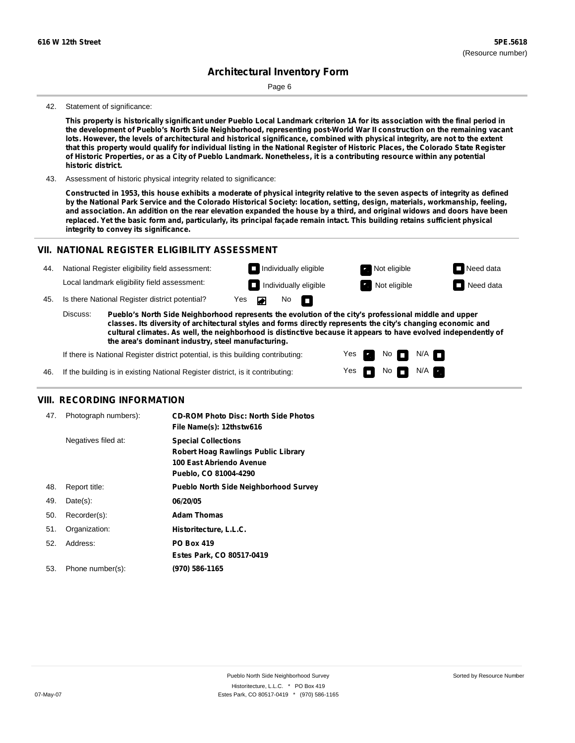# Architectural Inventory Form

42. Statement of significance:

**This property is historically significant under Pueblo Local Landmark criterion 1A for its association with the final period in the development of Pueblo's North Side Neighborhood, representing post-World War II construction on the remaining vacant lots. However, the levels of architectural and historical significance, combined with physical integrity, are not to the extent that this property would qualify for individual listing in the National Register of Historic Places, the Colorado State Register of Historic Properties, or as a City of Pueblo Landmark. Nonetheless, it is a contributing resource within any potential historic district.**

43. Assessment of historic physical integrity related to significance:

**Constructed in 1953, this house exhibits a moderate of physical integrity relative to the seven aspects of integrity as defined by the National Park Service and the Colorado Historical Society: location, setting, design, materials, workmanship, feeling, and association. An addition on the rear elevation expanded the house by a third, and original widows and doors have been replaced. Yet the basic form and, particularly, its principal façade remain intact. This building retains sufficient physical integrity to convey its significance.**

## VII. NATIONAL REGISTER ELIGIBILITY ASSESSMENT

44. National Register eligibility field assessment: Individually eligible / **Not eligible** (checked) / Need data

Local landmark eligibility field assessment: Individually eligible / **Not eligible** (checked) / Need data

45. Is there National Register district potential? Yes (checked) No

Discuss: **Pueblo's North Side Neighborhood represents the evolution of the city's professional middle and upper classes. Its diversity of architectural styles and forms directly represents the city's changing economic and cultural climates. As well, the neighborhood is distinctive because it appears to have evolved independently of the area's dominant industry, steel manufacturing.**

If there is National Register district potential, is this building contributing: Yes (checked) No N/A

46. If the building is in existing National Register district, is it contributing: Yes No N/A (checked)

## VIII. RECORDING INFORMATION

| | | |
|---|---|---|
| 47. | Photograph numbers): | **CD-ROM Photo Disc: North Side Photos**<br>**File Name(s): 12thstw616** |
| | Negatives filed at: | **Special Collections**<br>**Robert Hoag Rawlings Public Library**<br>**100 East Abriendo Avenue**<br>**Pueblo, CO 81004-4290** |
| 48. | Report title: | **Pueblo North Side Neighborhood Survey** |
| 49. | Date(s): | **06/20/05** |
| 50. | Recorder(s): | **Adam Thomas** |
| 51. | Organization: | **Historitecture, L.L.C.** |
| 52. | Address: | **PO Box 419**<br>**Estes Park, CO 80517-0419** |
| 53. | Phone number(s): | **(970) 586-1165** |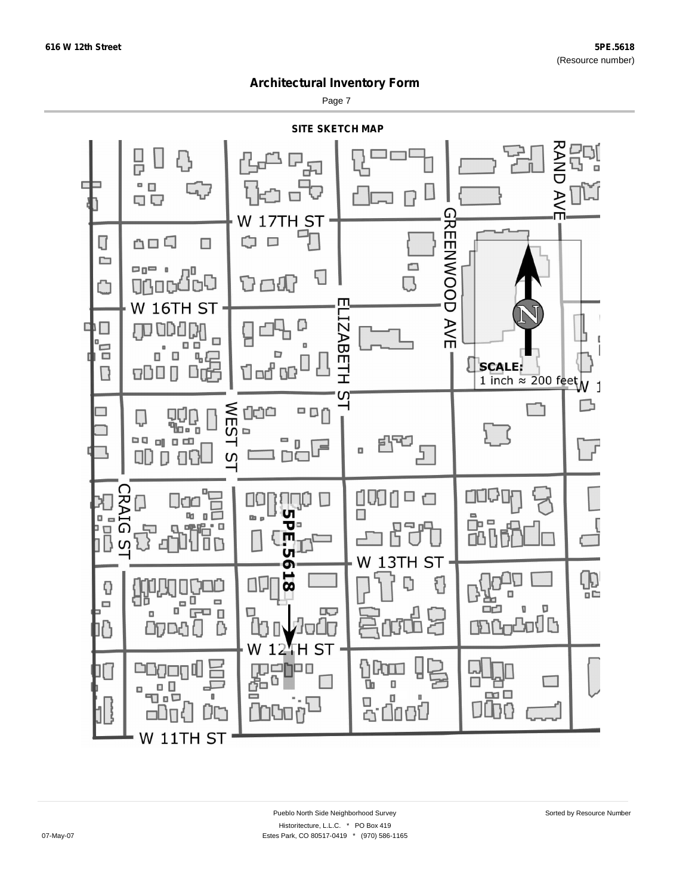# Architectural Inventory Form

**616 W 12th Street** — **5PE.5618** (Resource number)

## SITE SKETCH MAP

W 17TH ST
W 16TH ST
W 13TH ST
W 12TH ST
W 11TH ST
RAND AVE
GREENWOOD AVE
ELIZABETH ST
WEST ST
CRAIG ST
5PE.5618

**SCALE:**
1 inch ≈ 200 feet

Pueblo North Side Neighborhood Survey
Historitecture, L.L.C. * PO Box 419
Estes Park, CO 80517-0419 * (970) 586-1165

07-May-07

Sorted by Resource Number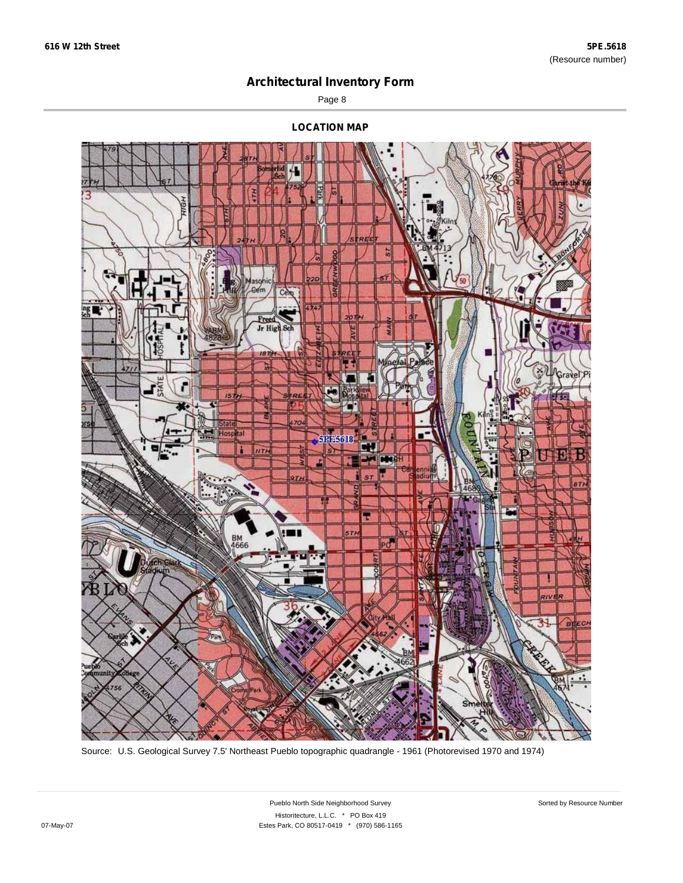# Architectural Inventory Form

## LOCATION MAP

Source: U.S. Geological Survey 7.5' Northeast Pueblo topographic quadrangle - 1961 (Photorevised 1970 and 1974)